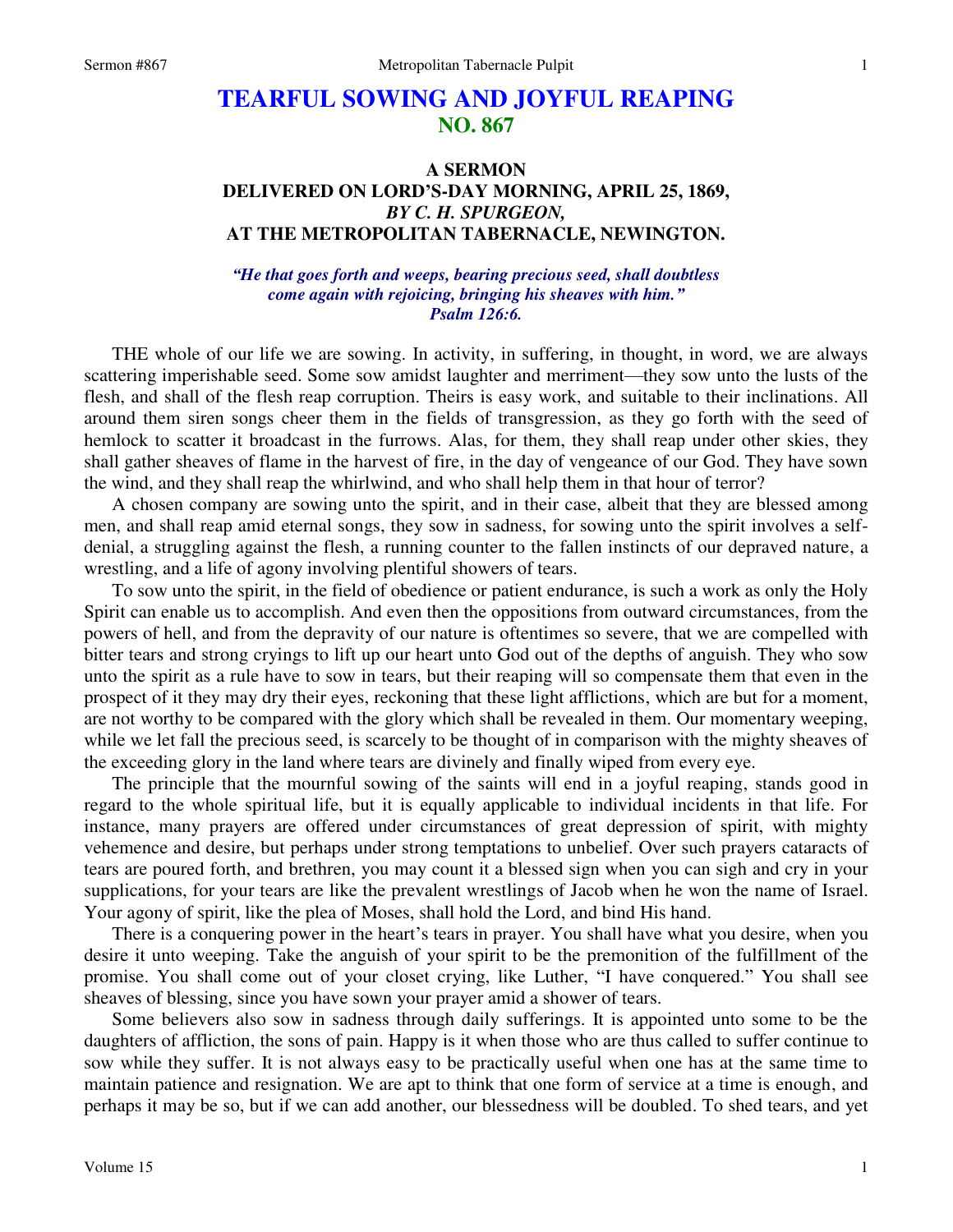# TEARFUL SOWING AND JOYFUL REAPING
## NO. 867

### A SERMON
### DELIVERED ON LORD'S-DAY MORNING, APRIL 25, 1869,
### *BY C. H. SPURGEON,*
### AT THE METROPOLITAN TABERNACLE, NEWINGTON.

*"He that goes forth and weeps, bearing precious seed, shall doubtless come again with rejoicing, bringing his sheaves with him." Psalm 126:6.*

THE whole of our life we are sowing. In activity, in suffering, in thought, in word, we are always scattering imperishable seed. Some sow amidst laughter and merriment—they sow unto the lusts of the flesh, and shall of the flesh reap corruption. Theirs is easy work, and suitable to their inclinations. All around them siren songs cheer them in the fields of transgression, as they go forth with the seed of hemlock to scatter it broadcast in the furrows. Alas, for them, they shall reap under other skies, they shall gather sheaves of flame in the harvest of fire, in the day of vengeance of our God. They have sown the wind, and they shall reap the whirlwind, and who shall help them in that hour of terror?

A chosen company are sowing unto the spirit, and in their case, albeit that they are blessed among men, and shall reap amid eternal songs, they sow in sadness, for sowing unto the spirit involves a self-denial, a struggling against the flesh, a running counter to the fallen instincts of our depraved nature, a wrestling, and a life of agony involving plentiful showers of tears.

To sow unto the spirit, in the field of obedience or patient endurance, is such a work as only the Holy Spirit can enable us to accomplish. And even then the oppositions from outward circumstances, from the powers of hell, and from the depravity of our nature is oftentimes so severe, that we are compelled with bitter tears and strong cryings to lift up our heart unto God out of the depths of anguish. They who sow unto the spirit as a rule have to sow in tears, but their reaping will so compensate them that even in the prospect of it they may dry their eyes, reckoning that these light afflictions, which are but for a moment, are not worthy to be compared with the glory which shall be revealed in them. Our momentary weeping, while we let fall the precious seed, is scarcely to be thought of in comparison with the mighty sheaves of the exceeding glory in the land where tears are divinely and finally wiped from every eye.

The principle that the mournful sowing of the saints will end in a joyful reaping, stands good in regard to the whole spiritual life, but it is equally applicable to individual incidents in that life. For instance, many prayers are offered under circumstances of great depression of spirit, with mighty vehemence and desire, but perhaps under strong temptations to unbelief. Over such prayers cataracts of tears are poured forth, and brethren, you may count it a blessed sign when you can sigh and cry in your supplications, for your tears are like the prevalent wrestlings of Jacob when he won the name of Israel. Your agony of spirit, like the plea of Moses, shall hold the Lord, and bind His hand.

There is a conquering power in the heart's tears in prayer. You shall have what you desire, when you desire it unto weeping. Take the anguish of your spirit to be the premonition of the fulfillment of the promise. You shall come out of your closet crying, like Luther, "I have conquered." You shall see sheaves of blessing, since you have sown your prayer amid a shower of tears.

Some believers also sow in sadness through daily sufferings. It is appointed unto some to be the daughters of affliction, the sons of pain. Happy is it when those who are thus called to suffer continue to sow while they suffer. It is not always easy to be practically useful when one has at the same time to maintain patience and resignation. We are apt to think that one form of service at a time is enough, and perhaps it may be so, but if we can add another, our blessedness will be doubled. To shed tears, and yet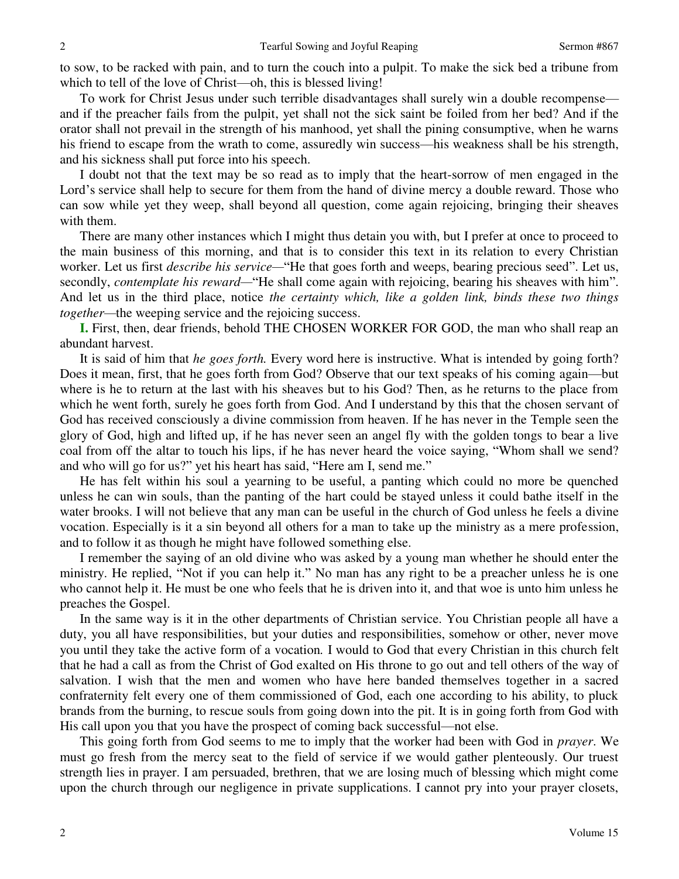to sow, to be racked with pain, and to turn the couch into a pulpit. To make the sick bed a tribune from which to tell of the love of Christ—oh, this is blessed living!

To work for Christ Jesus under such terrible disadvantages shall surely win a double recompense—and if the preacher fails from the pulpit, yet shall not the sick saint be foiled from her bed? And if the orator shall not prevail in the strength of his manhood, yet shall the pining consumptive, when he warns his friend to escape from the wrath to come, assuredly win success—his weakness shall be his strength, and his sickness shall put force into his speech.

I doubt not that the text may be so read as to imply that the heart-sorrow of men engaged in the Lord's service shall help to secure for them from the hand of divine mercy a double reward. Those who can sow while yet they weep, shall beyond all question, come again rejoicing, bringing their sheaves with them.

There are many other instances which I might thus detain you with, but I prefer at once to proceed to the main business of this morning, and that is to consider this text in its relation to every Christian worker. Let us first *describe his service*—"He that goes forth and weeps, bearing precious seed". Let us, secondly, *contemplate his reward*—"He shall come again with rejoicing, bearing his sheaves with him". And let us in the third place, notice *the certainty which, like a golden link, binds these two things together*—the weeping service and the rejoicing success.

**I.** First, then, dear friends, behold THE CHOSEN WORKER FOR GOD, the man who shall reap an abundant harvest.

It is said of him that *he goes forth.* Every word here is instructive. What is intended by going forth? Does it mean, first, that he goes forth from God? Observe that our text speaks of his coming again—but where is he to return at the last with his sheaves but to his God? Then, as he returns to the place from which he went forth, surely he goes forth from God. And I understand by this that the chosen servant of God has received consciously a divine commission from heaven. If he has never in the Temple seen the glory of God, high and lifted up, if he has never seen an angel fly with the golden tongs to bear a live coal from off the altar to touch his lips, if he has never heard the voice saying, "Whom shall we send? and who will go for us?" yet his heart has said, "Here am I, send me."

He has felt within his soul a yearning to be useful, a panting which could no more be quenched unless he can win souls, than the panting of the hart could be stayed unless it could bathe itself in the water brooks. I will not believe that any man can be useful in the church of God unless he feels a divine vocation. Especially is it a sin beyond all others for a man to take up the ministry as a mere profession, and to follow it as though he might have followed something else.

I remember the saying of an old divine who was asked by a young man whether he should enter the ministry. He replied, "Not if you can help it." No man has any right to be a preacher unless he is one who cannot help it. He must be one who feels that he is driven into it, and that woe is unto him unless he preaches the Gospel.

In the same way is it in the other departments of Christian service. You Christian people all have a duty, you all have responsibilities, but your duties and responsibilities, somehow or other, never move you until they take the active form of a vocation. I would to God that every Christian in this church felt that he had a call as from the Christ of God exalted on His throne to go out and tell others of the way of salvation. I wish that the men and women who have here banded themselves together in a sacred confraternity felt every one of them commissioned of God, each one according to his ability, to pluck brands from the burning, to rescue souls from going down into the pit. It is in going forth from God with His call upon you that you have the prospect of coming back successful—not else.

This going forth from God seems to me to imply that the worker had been with God in *prayer*. We must go fresh from the mercy seat to the field of service if we would gather plenteously. Our truest strength lies in prayer. I am persuaded, brethren, that we are losing much of blessing which might come upon the church through our negligence in private supplications. I cannot pry into your prayer closets,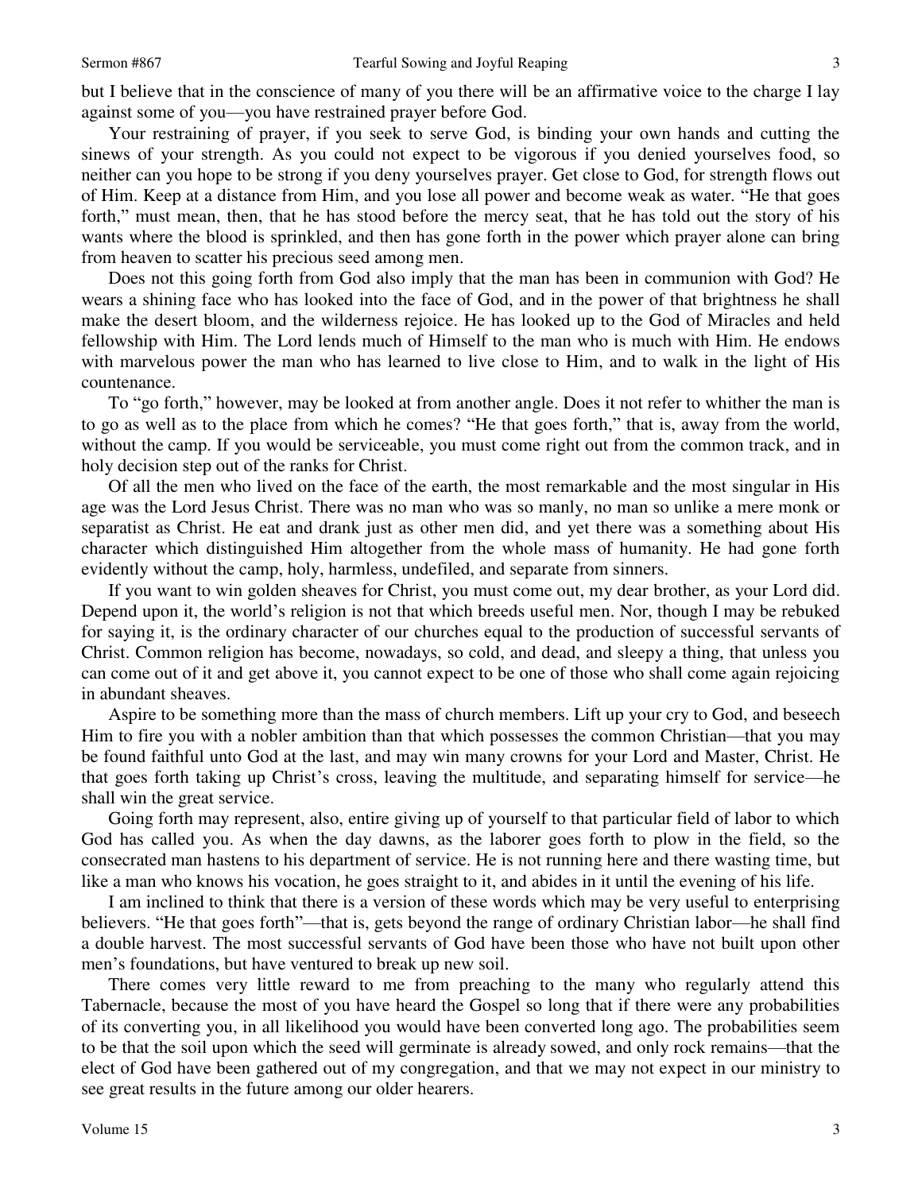but I believe that in the conscience of many of you there will be an affirmative voice to the charge I lay against some of you—you have restrained prayer before God.

Your restraining of prayer, if you seek to serve God, is binding your own hands and cutting the sinews of your strength. As you could not expect to be vigorous if you denied yourselves food, so neither can you hope to be strong if you deny yourselves prayer. Get close to God, for strength flows out of Him. Keep at a distance from Him, and you lose all power and become weak as water. "He that goes forth," must mean, then, that he has stood before the mercy seat, that he has told out the story of his wants where the blood is sprinkled, and then has gone forth in the power which prayer alone can bring from heaven to scatter his precious seed among men.

Does not this going forth from God also imply that the man has been in communion with God? He wears a shining face who has looked into the face of God, and in the power of that brightness he shall make the desert bloom, and the wilderness rejoice. He has looked up to the God of Miracles and held fellowship with Him. The Lord lends much of Himself to the man who is much with Him. He endows with marvelous power the man who has learned to live close to Him, and to walk in the light of His countenance.

To "go forth," however, may be looked at from another angle. Does it not refer to whither the man is to go as well as to the place from which he comes? "He that goes forth," that is, away from the world, without the camp. If you would be serviceable, you must come right out from the common track, and in holy decision step out of the ranks for Christ.

Of all the men who lived on the face of the earth, the most remarkable and the most singular in His age was the Lord Jesus Christ. There was no man who was so manly, no man so unlike a mere monk or separatist as Christ. He eat and drank just as other men did, and yet there was a something about His character which distinguished Him altogether from the whole mass of humanity. He had gone forth evidently without the camp, holy, harmless, undefiled, and separate from sinners.

If you want to win golden sheaves for Christ, you must come out, my dear brother, as your Lord did. Depend upon it, the world's religion is not that which breeds useful men. Nor, though I may be rebuked for saying it, is the ordinary character of our churches equal to the production of successful servants of Christ. Common religion has become, nowadays, so cold, and dead, and sleepy a thing, that unless you can come out of it and get above it, you cannot expect to be one of those who shall come again rejoicing in abundant sheaves.

Aspire to be something more than the mass of church members. Lift up your cry to God, and beseech Him to fire you with a nobler ambition than that which possesses the common Christian—that you may be found faithful unto God at the last, and may win many crowns for your Lord and Master, Christ. He that goes forth taking up Christ's cross, leaving the multitude, and separating himself for service—he shall win the great service.

Going forth may represent, also, entire giving up of yourself to that particular field of labor to which God has called you. As when the day dawns, as the laborer goes forth to plow in the field, so the consecrated man hastens to his department of service. He is not running here and there wasting time, but like a man who knows his vocation, he goes straight to it, and abides in it until the evening of his life.

I am inclined to think that there is a version of these words which may be very useful to enterprising believers. "He that goes forth"—that is, gets beyond the range of ordinary Christian labor—he shall find a double harvest. The most successful servants of God have been those who have not built upon other men's foundations, but have ventured to break up new soil.

There comes very little reward to me from preaching to the many who regularly attend this Tabernacle, because the most of you have heard the Gospel so long that if there were any probabilities of its converting you, in all likelihood you would have been converted long ago. The probabilities seem to be that the soil upon which the seed will germinate is already sowed, and only rock remains—that the elect of God have been gathered out of my congregation, and that we may not expect in our ministry to see great results in the future among our older hearers.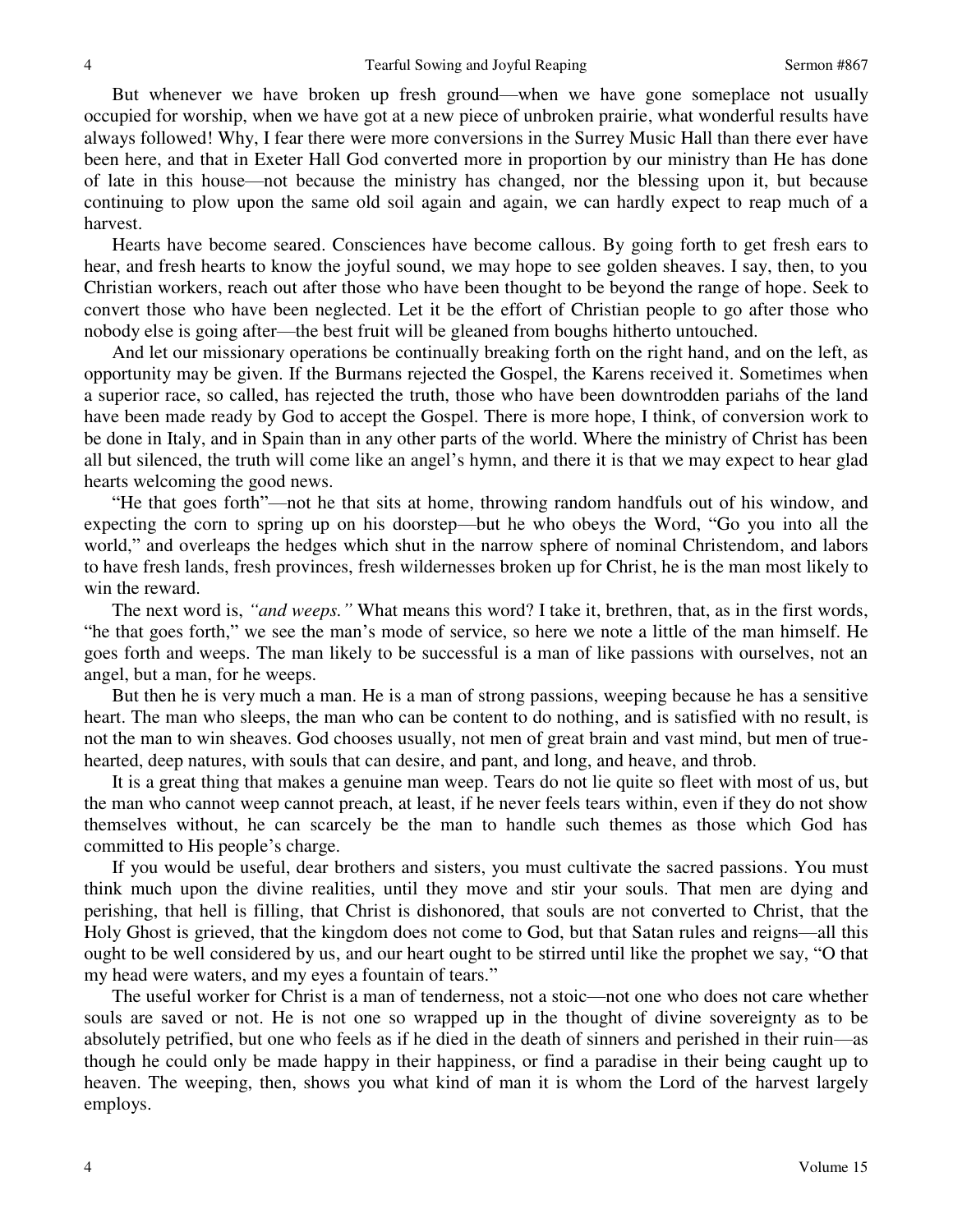But whenever we have broken up fresh ground—when we have gone someplace not usually occupied for worship, when we have got at a new piece of unbroken prairie, what wonderful results have always followed! Why, I fear there were more conversions in the Surrey Music Hall than there ever have been here, and that in Exeter Hall God converted more in proportion by our ministry than He has done of late in this house—not because the ministry has changed, nor the blessing upon it, but because continuing to plow upon the same old soil again and again, we can hardly expect to reap much of a harvest.

Hearts have become seared. Consciences have become callous. By going forth to get fresh ears to hear, and fresh hearts to know the joyful sound, we may hope to see golden sheaves. I say, then, to you Christian workers, reach out after those who have been thought to be beyond the range of hope. Seek to convert those who have been neglected. Let it be the effort of Christian people to go after those who nobody else is going after—the best fruit will be gleaned from boughs hitherto untouched.

And let our missionary operations be continually breaking forth on the right hand, and on the left, as opportunity may be given. If the Burmans rejected the Gospel, the Karens received it. Sometimes when a superior race, so called, has rejected the truth, those who have been downtrodden pariahs of the land have been made ready by God to accept the Gospel. There is more hope, I think, of conversion work to be done in Italy, and in Spain than in any other parts of the world. Where the ministry of Christ has been all but silenced, the truth will come like an angel's hymn, and there it is that we may expect to hear glad hearts welcoming the good news.

"He that goes forth"—not he that sits at home, throwing random handfuls out of his window, and expecting the corn to spring up on his doorstep—but he who obeys the Word, "Go you into all the world," and overleaps the hedges which shut in the narrow sphere of nominal Christendom, and labors to have fresh lands, fresh provinces, fresh wildernesses broken up for Christ, he is the man most likely to win the reward.

The next word is, *"and weeps."* What means this word? I take it, brethren, that, as in the first words, "he that goes forth," we see the man's mode of service, so here we note a little of the man himself. He goes forth and weeps. The man likely to be successful is a man of like passions with ourselves, not an angel, but a man, for he weeps.

But then he is very much a man. He is a man of strong passions, weeping because he has a sensitive heart. The man who sleeps, the man who can be content to do nothing, and is satisfied with no result, is not the man to win sheaves. God chooses usually, not men of great brain and vast mind, but men of true-hearted, deep natures, with souls that can desire, and pant, and long, and heave, and throb.

It is a great thing that makes a genuine man weep. Tears do not lie quite so fleet with most of us, but the man who cannot weep cannot preach, at least, if he never feels tears within, even if they do not show themselves without, he can scarcely be the man to handle such themes as those which God has committed to His people's charge.

If you would be useful, dear brothers and sisters, you must cultivate the sacred passions. You must think much upon the divine realities, until they move and stir your souls. That men are dying and perishing, that hell is filling, that Christ is dishonored, that souls are not converted to Christ, that the Holy Ghost is grieved, that the kingdom does not come to God, but that Satan rules and reigns—all this ought to be well considered by us, and our heart ought to be stirred until like the prophet we say, "O that my head were waters, and my eyes a fountain of tears."

The useful worker for Christ is a man of tenderness, not a stoic—not one who does not care whether souls are saved or not. He is not one so wrapped up in the thought of divine sovereignty as to be absolutely petrified, but one who feels as if he died in the death of sinners and perished in their ruin—as though he could only be made happy in their happiness, or find a paradise in their being caught up to heaven. The weeping, then, shows you what kind of man it is whom the Lord of the harvest largely employs.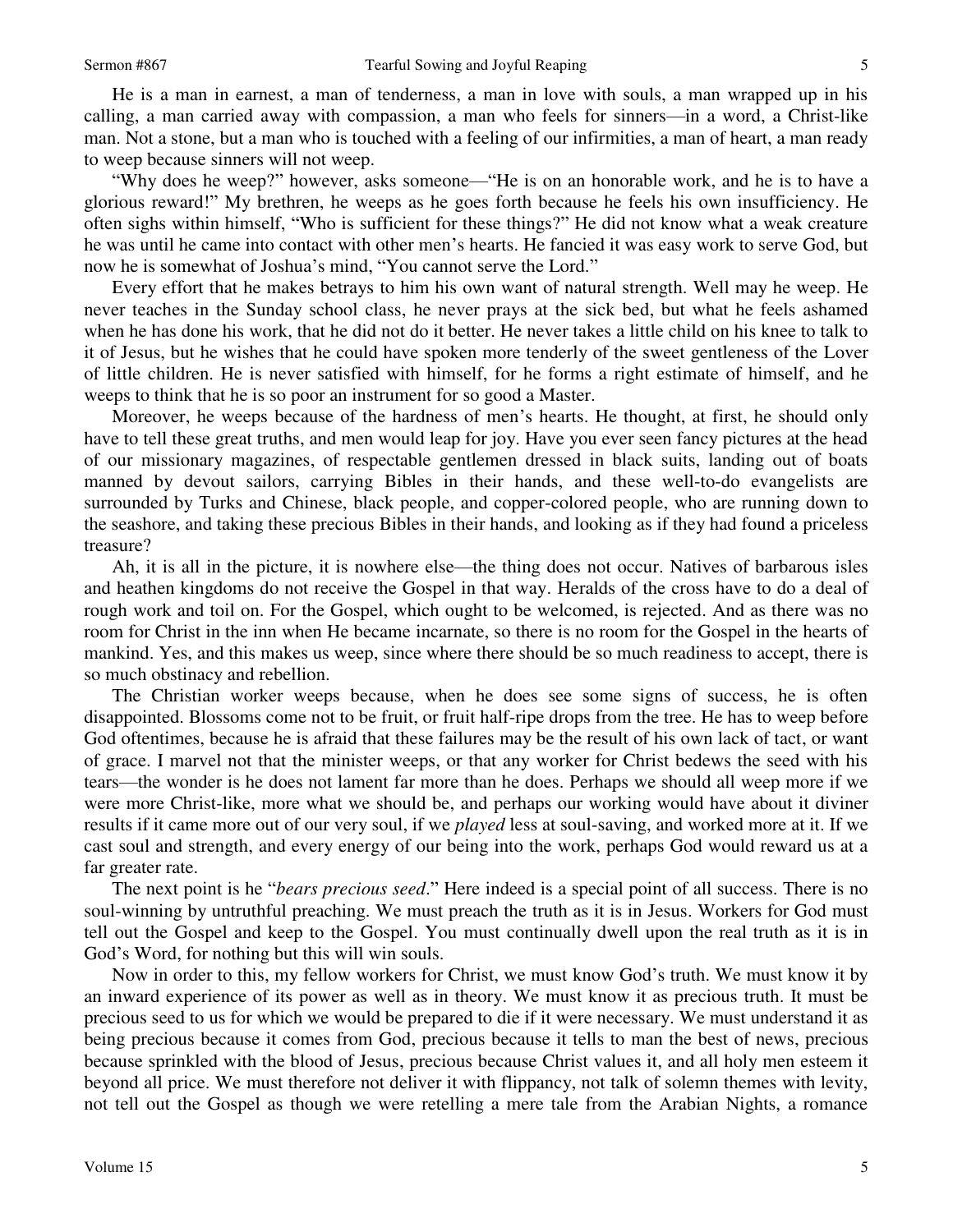He is a man in earnest, a man of tenderness, a man in love with souls, a man wrapped up in his calling, a man carried away with compassion, a man who feels for sinners—in a word, a Christ-like man. Not a stone, but a man who is touched with a feeling of our infirmities, a man of heart, a man ready to weep because sinners will not weep.

"Why does he weep?" however, asks someone—"He is on an honorable work, and he is to have a glorious reward!" My brethren, he weeps as he goes forth because he feels his own insufficiency. He often sighs within himself, "Who is sufficient for these things?" He did not know what a weak creature he was until he came into contact with other men's hearts. He fancied it was easy work to serve God, but now he is somewhat of Joshua's mind, "You cannot serve the Lord."

Every effort that he makes betrays to him his own want of natural strength. Well may he weep. He never teaches in the Sunday school class, he never prays at the sick bed, but what he feels ashamed when he has done his work, that he did not do it better. He never takes a little child on his knee to talk to it of Jesus, but he wishes that he could have spoken more tenderly of the sweet gentleness of the Lover of little children. He is never satisfied with himself, for he forms a right estimate of himself, and he weeps to think that he is so poor an instrument for so good a Master.

Moreover, he weeps because of the hardness of men's hearts. He thought, at first, he should only have to tell these great truths, and men would leap for joy. Have you ever seen fancy pictures at the head of our missionary magazines, of respectable gentlemen dressed in black suits, landing out of boats manned by devout sailors, carrying Bibles in their hands, and these well-to-do evangelists are surrounded by Turks and Chinese, black people, and copper-colored people, who are running down to the seashore, and taking these precious Bibles in their hands, and looking as if they had found a priceless treasure?

Ah, it is all in the picture, it is nowhere else—the thing does not occur. Natives of barbarous isles and heathen kingdoms do not receive the Gospel in that way. Heralds of the cross have to do a deal of rough work and toil on. For the Gospel, which ought to be welcomed, is rejected. And as there was no room for Christ in the inn when He became incarnate, so there is no room for the Gospel in the hearts of mankind. Yes, and this makes us weep, since where there should be so much readiness to accept, there is so much obstinacy and rebellion.

The Christian worker weeps because, when he does see some signs of success, he is often disappointed. Blossoms come not to be fruit, or fruit half-ripe drops from the tree. He has to weep before God oftentimes, because he is afraid that these failures may be the result of his own lack of tact, or want of grace. I marvel not that the minister weeps, or that any worker for Christ bedews the seed with his tears—the wonder is he does not lament far more than he does. Perhaps we should all weep more if we were more Christ-like, more what we should be, and perhaps our working would have about it diviner results if it came more out of our very soul, if we *played* less at soul-saving, and worked more at it. If we cast soul and strength, and every energy of our being into the work, perhaps God would reward us at a far greater rate.

The next point is he "*bears precious seed*." Here indeed is a special point of all success. There is no soul-winning by untruthful preaching. We must preach the truth as it is in Jesus. Workers for God must tell out the Gospel and keep to the Gospel. You must continually dwell upon the real truth as it is in God's Word, for nothing but this will win souls.

Now in order to this, my fellow workers for Christ, we must know God's truth. We must know it by an inward experience of its power as well as in theory. We must know it as precious truth. It must be precious seed to us for which we would be prepared to die if it were necessary. We must understand it as being precious because it comes from God, precious because it tells to man the best of news, precious because sprinkled with the blood of Jesus, precious because Christ values it, and all holy men esteem it beyond all price. We must therefore not deliver it with flippancy, not talk of solemn themes with levity, not tell out the Gospel as though we were retelling a mere tale from the Arabian Nights, a romance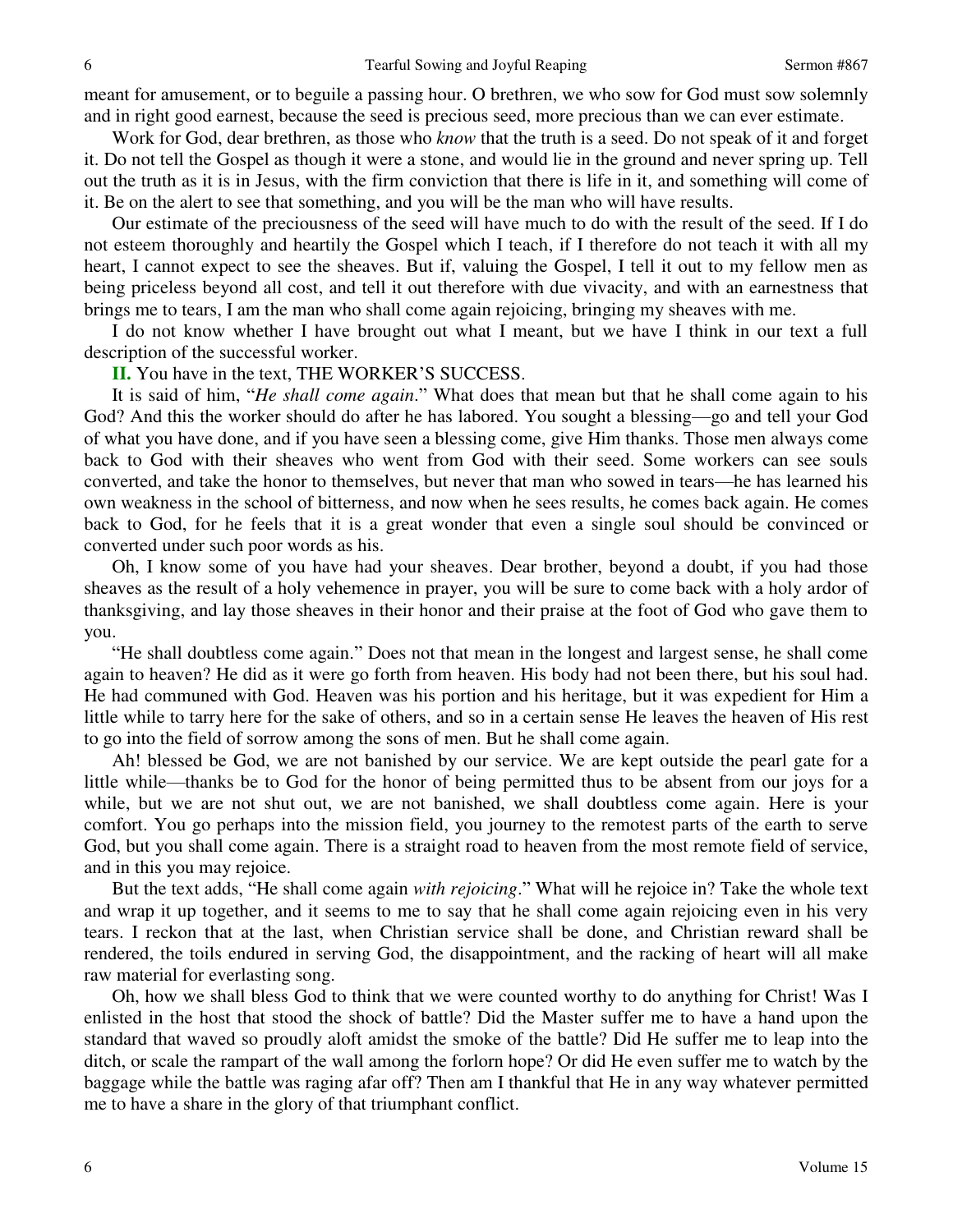meant for amusement, or to beguile a passing hour. O brethren, we who sow for God must sow solemnly and in right good earnest, because the seed is precious seed, more precious than we can ever estimate.

Work for God, dear brethren, as those who *know* that the truth is a seed. Do not speak of it and forget it. Do not tell the Gospel as though it were a stone, and would lie in the ground and never spring up. Tell out the truth as it is in Jesus, with the firm conviction that there is life in it, and something will come of it. Be on the alert to see that something, and you will be the man who will have results.

Our estimate of the preciousness of the seed will have much to do with the result of the seed. If I do not esteem thoroughly and heartily the Gospel which I teach, if I therefore do not teach it with all my heart, I cannot expect to see the sheaves. But if, valuing the Gospel, I tell it out to my fellow men as being priceless beyond all cost, and tell it out therefore with due vivacity, and with an earnestness that brings me to tears, I am the man who shall come again rejoicing, bringing my sheaves with me.

I do not know whether I have brought out what I meant, but we have I think in our text a full description of the successful worker.

**II.** You have in the text, THE WORKER'S SUCCESS.

It is said of him, "*He shall come again*." What does that mean but that he shall come again to his God? And this the worker should do after he has labored. You sought a blessing—go and tell your God of what you have done, and if you have seen a blessing come, give Him thanks. Those men always come back to God with their sheaves who went from God with their seed. Some workers can see souls converted, and take the honor to themselves, but never that man who sowed in tears—he has learned his own weakness in the school of bitterness, and now when he sees results, he comes back again. He comes back to God, for he feels that it is a great wonder that even a single soul should be convinced or converted under such poor words as his.

Oh, I know some of you have had your sheaves. Dear brother, beyond a doubt, if you had those sheaves as the result of a holy vehemence in prayer, you will be sure to come back with a holy ardor of thanksgiving, and lay those sheaves in their honor and their praise at the foot of God who gave them to you.

"He shall doubtless come again." Does not that mean in the longest and largest sense, he shall come again to heaven? He did as it were go forth from heaven. His body had not been there, but his soul had. He had communed with God. Heaven was his portion and his heritage, but it was expedient for Him a little while to tarry here for the sake of others, and so in a certain sense He leaves the heaven of His rest to go into the field of sorrow among the sons of men. But he shall come again.

Ah! blessed be God, we are not banished by our service. We are kept outside the pearl gate for a little while—thanks be to God for the honor of being permitted thus to be absent from our joys for a while, but we are not shut out, we are not banished, we shall doubtless come again. Here is your comfort. You go perhaps into the mission field, you journey to the remotest parts of the earth to serve God, but you shall come again. There is a straight road to heaven from the most remote field of service, and in this you may rejoice.

But the text adds, "He shall come again *with rejoicing*." What will he rejoice in? Take the whole text and wrap it up together, and it seems to me to say that he shall come again rejoicing even in his very tears. I reckon that at the last, when Christian service shall be done, and Christian reward shall be rendered, the toils endured in serving God, the disappointment, and the racking of heart will all make raw material for everlasting song.

Oh, how we shall bless God to think that we were counted worthy to do anything for Christ! Was I enlisted in the host that stood the shock of battle? Did the Master suffer me to have a hand upon the standard that waved so proudly aloft amidst the smoke of the battle? Did He suffer me to leap into the ditch, or scale the rampart of the wall among the forlorn hope? Or did He even suffer me to watch by the baggage while the battle was raging afar off? Then am I thankful that He in any way whatever permitted me to have a share in the glory of that triumphant conflict.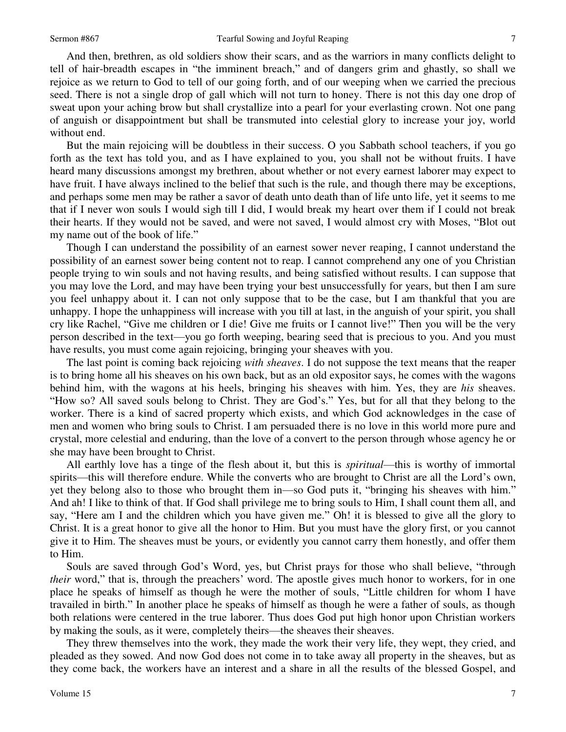And then, brethren, as old soldiers show their scars, and as the warriors in many conflicts delight to tell of hair-breadth escapes in "the imminent breach," and of dangers grim and ghastly, so shall we rejoice as we return to God to tell of our going forth, and of our weeping when we carried the precious seed. There is not a single drop of gall which will not turn to honey. There is not this day one drop of sweat upon your aching brow but shall crystallize into a pearl for your everlasting crown. Not one pang of anguish or disappointment but shall be transmuted into celestial glory to increase your joy, world without end.

But the main rejoicing will be doubtless in their success. O you Sabbath school teachers, if you go forth as the text has told you, and as I have explained to you, you shall not be without fruits. I have heard many discussions amongst my brethren, about whether or not every earnest laborer may expect to have fruit. I have always inclined to the belief that such is the rule, and though there may be exceptions, and perhaps some men may be rather a savor of death unto death than of life unto life, yet it seems to me that if I never won souls I would sigh till I did, I would break my heart over them if I could not break their hearts. If they would not be saved, and were not saved, I would almost cry with Moses, "Blot out my name out of the book of life."

Though I can understand the possibility of an earnest sower never reaping, I cannot understand the possibility of an earnest sower being content not to reap. I cannot comprehend any one of you Christian people trying to win souls and not having results, and being satisfied without results. I can suppose that you may love the Lord, and may have been trying your best unsuccessfully for years, but then I am sure you feel unhappy about it. I can not only suppose that to be the case, but I am thankful that you are unhappy. I hope the unhappiness will increase with you till at last, in the anguish of your spirit, you shall cry like Rachel, "Give me children or I die! Give me fruits or I cannot live!" Then you will be the very person described in the text—you go forth weeping, bearing seed that is precious to you. And you must have results, you must come again rejoicing, bringing your sheaves with you.

The last point is coming back rejoicing *with sheaves*. I do not suppose the text means that the reaper is to bring home all his sheaves on his own back, but as an old expositor says, he comes with the wagons behind him, with the wagons at his heels, bringing his sheaves with him. Yes, they are *his* sheaves. "How so? All saved souls belong to Christ. They are God's." Yes, but for all that they belong to the worker. There is a kind of sacred property which exists, and which God acknowledges in the case of men and women who bring souls to Christ. I am persuaded there is no love in this world more pure and crystal, more celestial and enduring, than the love of a convert to the person through whose agency he or she may have been brought to Christ.

All earthly love has a tinge of the flesh about it, but this is *spiritual*—this is worthy of immortal spirits—this will therefore endure. While the converts who are brought to Christ are all the Lord's own, yet they belong also to those who brought them in—so God puts it, "bringing his sheaves with him." And ah! I like to think of that. If God shall privilege me to bring souls to Him, I shall count them all, and say, "Here am I and the children which you have given me." Oh! it is blessed to give all the glory to Christ. It is a great honor to give all the honor to Him. But you must have the glory first, or you cannot give it to Him. The sheaves must be yours, or evidently you cannot carry them honestly, and offer them to Him.

Souls are saved through God's Word, yes, but Christ prays for those who shall believe, "through *their* word," that is, through the preachers' word. The apostle gives much honor to workers, for in one place he speaks of himself as though he were the mother of souls, "Little children for whom I have travailed in birth." In another place he speaks of himself as though he were a father of souls, as though both relations were centered in the true laborer. Thus does God put high honor upon Christian workers by making the souls, as it were, completely theirs—the sheaves their sheaves.

They threw themselves into the work, they made the work their very life, they wept, they cried, and pleaded as they sowed. And now God does not come in to take away all property in the sheaves, but as they come back, the workers have an interest and a share in all the results of the blessed Gospel, and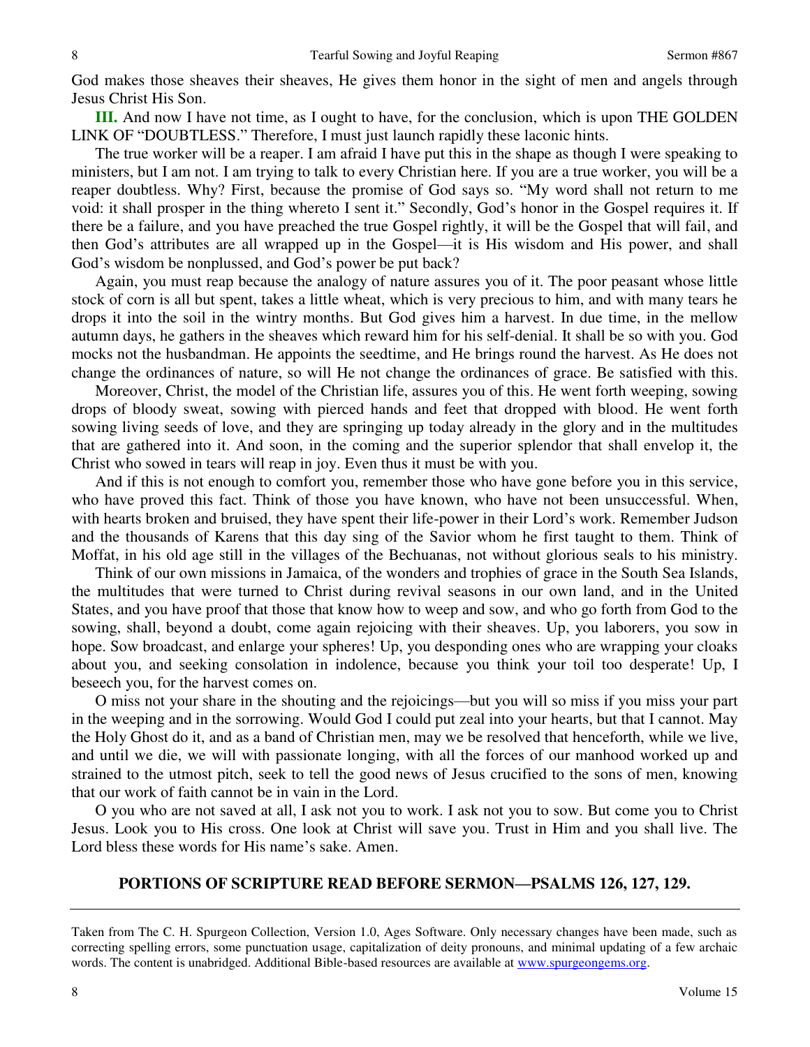God makes those sheaves their sheaves, He gives them honor in the sight of men and angels through Jesus Christ His Son.

**III.** And now I have not time, as I ought to have, for the conclusion, which is upon THE GOLDEN LINK OF "DOUBTLESS." Therefore, I must just launch rapidly these laconic hints.

The true worker will be a reaper. I am afraid I have put this in the shape as though I were speaking to ministers, but I am not. I am trying to talk to every Christian here. If you are a true worker, you will be a reaper doubtless. Why? First, because the promise of God says so. "My word shall not return to me void: it shall prosper in the thing whereto I sent it." Secondly, God's honor in the Gospel requires it. If there be a failure, and you have preached the true Gospel rightly, it will be the Gospel that will fail, and then God's attributes are all wrapped up in the Gospel—it is His wisdom and His power, and shall God's wisdom be nonplussed, and God's power be put back?

Again, you must reap because the analogy of nature assures you of it. The poor peasant whose little stock of corn is all but spent, takes a little wheat, which is very precious to him, and with many tears he drops it into the soil in the wintry months. But God gives him a harvest. In due time, in the mellow autumn days, he gathers in the sheaves which reward him for his self-denial. It shall be so with you. God mocks not the husbandman. He appoints the seedtime, and He brings round the harvest. As He does not change the ordinances of nature, so will He not change the ordinances of grace. Be satisfied with this.

Moreover, Christ, the model of the Christian life, assures you of this. He went forth weeping, sowing drops of bloody sweat, sowing with pierced hands and feet that dropped with blood. He went forth sowing living seeds of love, and they are springing up today already in the glory and in the multitudes that are gathered into it. And soon, in the coming and the superior splendor that shall envelop it, the Christ who sowed in tears will reap in joy. Even thus it must be with you.

And if this is not enough to comfort you, remember those who have gone before you in this service, who have proved this fact. Think of those you have known, who have not been unsuccessful. When, with hearts broken and bruised, they have spent their life-power in their Lord's work. Remember Judson and the thousands of Karens that this day sing of the Savior whom he first taught to them. Think of Moffat, in his old age still in the villages of the Bechuanas, not without glorious seals to his ministry.

Think of our own missions in Jamaica, of the wonders and trophies of grace in the South Sea Islands, the multitudes that were turned to Christ during revival seasons in our own land, and in the United States, and you have proof that those that know how to weep and sow, and who go forth from God to the sowing, shall, beyond a doubt, come again rejoicing with their sheaves. Up, you laborers, you sow in hope. Sow broadcast, and enlarge your spheres! Up, you desponding ones who are wrapping your cloaks about you, and seeking consolation in indolence, because you think your toil too desperate! Up, I beseech you, for the harvest comes on.

O miss not your share in the shouting and the rejoicings—but you will so miss if you miss your part in the weeping and in the sorrowing. Would God I could put zeal into your hearts, but that I cannot. May the Holy Ghost do it, and as a band of Christian men, may we be resolved that henceforth, while we live, and until we die, we will with passionate longing, with all the forces of our manhood worked up and strained to the utmost pitch, seek to tell the good news of Jesus crucified to the sons of men, knowing that our work of faith cannot be in vain in the Lord.

O you who are not saved at all, I ask not you to work. I ask not you to sow. But come you to Christ Jesus. Look you to His cross. One look at Christ will save you. Trust in Him and you shall live. The Lord bless these words for His name's sake. Amen.

**PORTIONS OF SCRIPTURE READ BEFORE SERMON—PSALMS 126, 127, 129.**

---

Taken from The C. H. Spurgeon Collection, Version 1.0, Ages Software. Only necessary changes have been made, such as correcting spelling errors, some punctuation usage, capitalization of deity pronouns, and minimal updating of a few archaic words. The content is unabridged. Additional Bible-based resources are available at www.spurgeongems.org.